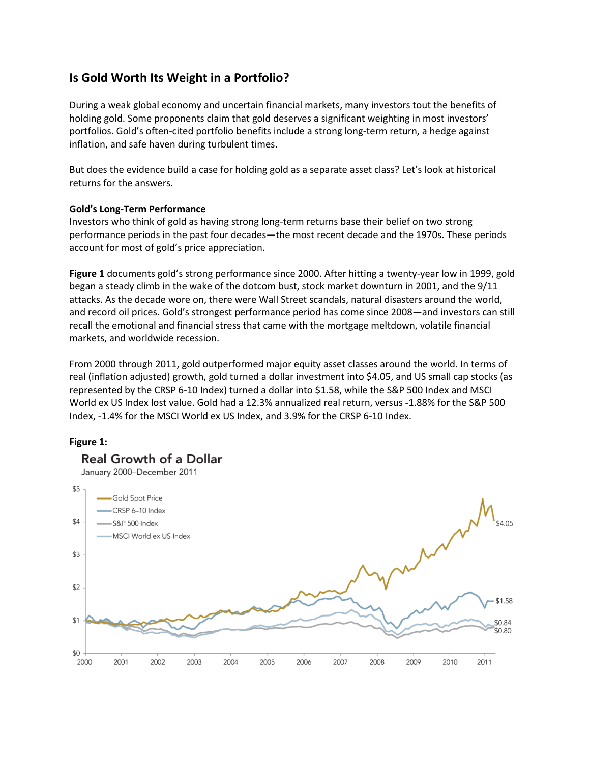## Is Gold Worth Its Weight in a Portfolio?

During a weak global economy and uncertain financial markets, many investors tout the benefits of holding gold. Some proponents claim that gold deserves a significant weighting in most investors' portfolios. Gold's often-cited portfolio benefits include a strong long-term return, a hedge against inflation, and safe haven during turbulent times.

But does the evidence build a case for holding gold as a separate asset class? Let's look at historical returns for the answers.

**Gold's Long-Term Performance**

Investors who think of gold as having strong long-term returns base their belief on two strong performance periods in the past four decades—the most recent decade and the 1970s. These periods account for most of gold's price appreciation.

**Figure 1** documents gold's strong performance since 2000. After hitting a twenty-year low in 1999, gold began a steady climb in the wake of the dotcom bust, stock market downturn in 2001, and the 9/11 attacks. As the decade wore on, there were Wall Street scandals, natural disasters around the world, and record oil prices. Gold's strongest performance period has come since 2008—and investors can still recall the emotional and financial stress that came with the mortgage meltdown, volatile financial markets, and worldwide recession.

From 2000 through 2011, gold outperformed major equity asset classes around the world. In terms of real (inflation adjusted) growth, gold turned a dollar investment into $4.05, and US small cap stocks (as represented by the CRSP 6-10 Index) turned a dollar into $1.58, while the S&P 500 Index and MSCI World ex US Index lost value. Gold had a 12.3% annualized real return, versus -1.88% for the S&P 500 Index, -1.4% for the MSCI World ex US Index, and 3.9% for the CRSP 6-10 Index.

**Figure 1:**

Real Growth of a Dollar

January 2000–December 2011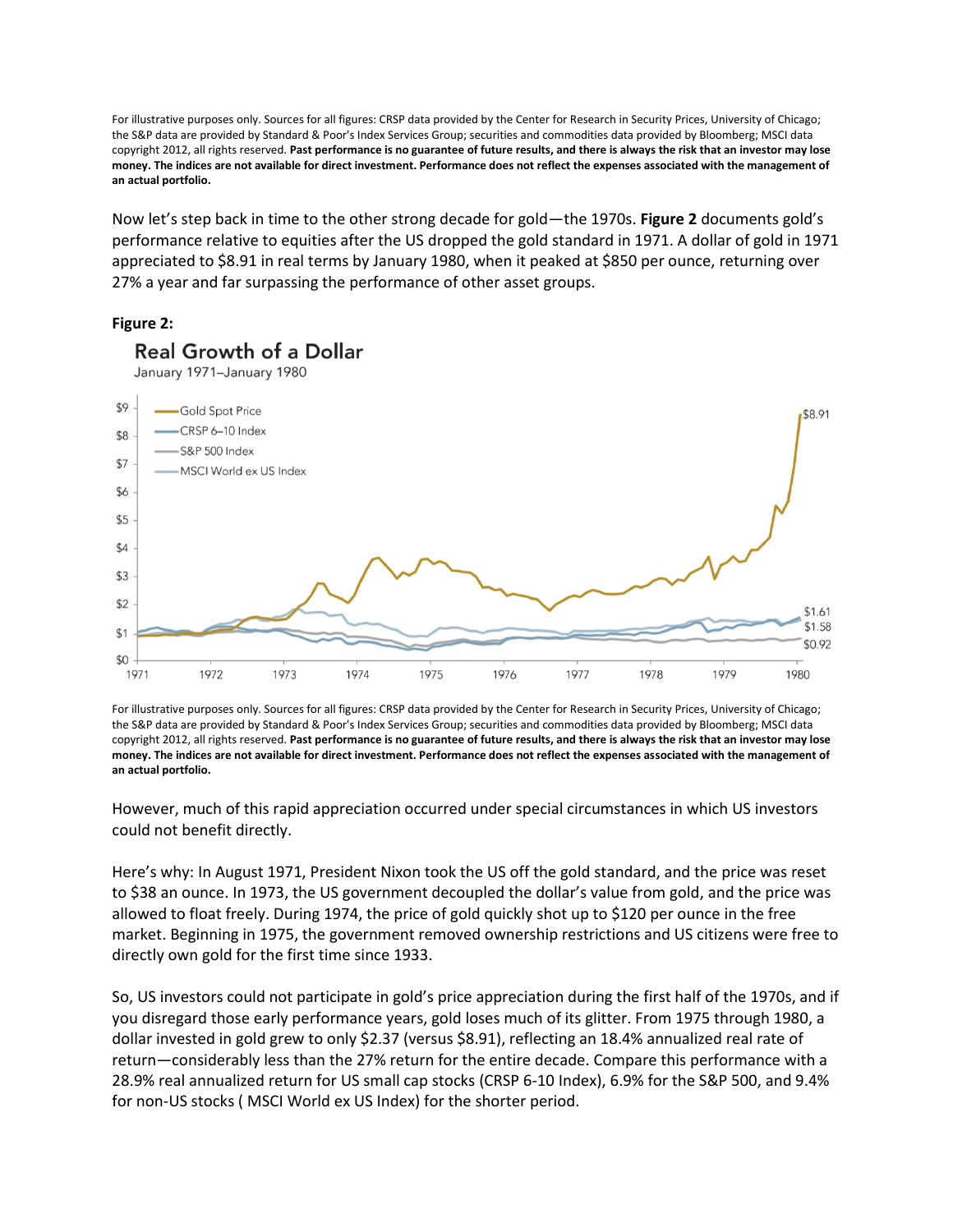For illustrative purposes only. Sources for all figures: CRSP data provided by the Center for Research in Security Prices, University of Chicago; the S&P data are provided by Standard & Poor's Index Services Group; securities and commodities data provided by Bloomberg; MSCI data copyright 2012, all rights reserved. **Past performance is no guarantee of future results, and there is always the risk that an investor may lose money. The indices are not available for direct investment. Performance does not reflect the expenses associated with the management of an actual portfolio.**

Now let's step back in time to the other strong decade for gold—the 1970s. **Figure 2** documents gold's performance relative to equities after the US dropped the gold standard in 1971. A dollar of gold in 1971 appreciated to $8.91 in real terms by January 1980, when it peaked at $850 per ounce, returning over 27% a year and far surpassing the performance of other asset groups.

**Figure 2:**

**Real Growth of a Dollar**

January 1971–January 1980

For illustrative purposes only. Sources for all figures: CRSP data provided by the Center for Research in Security Prices, University of Chicago; the S&P data are provided by Standard & Poor's Index Services Group; securities and commodities data provided by Bloomberg; MSCI data copyright 2012, all rights reserved. **Past performance is no guarantee of future results, and there is always the risk that an investor may lose money. The indices are not available for direct investment. Performance does not reflect the expenses associated with the management of an actual portfolio.**

However, much of this rapid appreciation occurred under special circumstances in which US investors could not benefit directly.

Here's why: In August 1971, President Nixon took the US off the gold standard, and the price was reset to $38 an ounce. In 1973, the US government decoupled the dollar's value from gold, and the price was allowed to float freely. During 1974, the price of gold quickly shot up to $120 per ounce in the free market. Beginning in 1975, the government removed ownership restrictions and US citizens were free to directly own gold for the first time since 1933.

So, US investors could not participate in gold's price appreciation during the first half of the 1970s, and if you disregard those early performance years, gold loses much of its glitter. From 1975 through 1980, a dollar invested in gold grew to only $2.37 (versus $8.91), reflecting an 18.4% annualized real rate of return—considerably less than the 27% return for the entire decade. Compare this performance with a 28.9% real annualized return for US small cap stocks (CRSP 6-10 Index), 6.9% for the S&P 500, and 9.4% for non-US stocks ( MSCI World ex US Index) for the shorter period.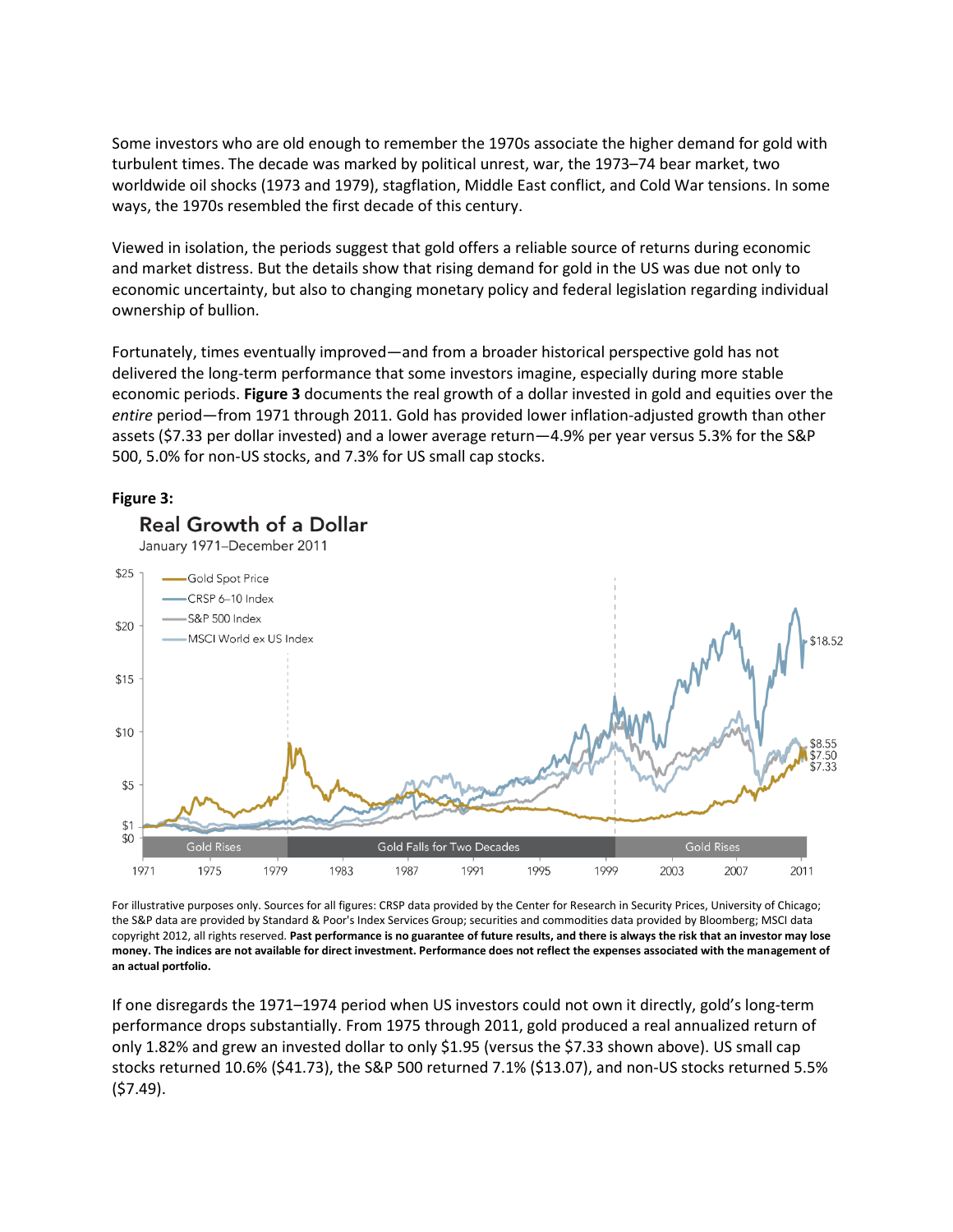Some investors who are old enough to remember the 1970s associate the higher demand for gold with turbulent times. The decade was marked by political unrest, war, the 1973–74 bear market, two worldwide oil shocks (1973 and 1979), stagflation, Middle East conflict, and Cold War tensions. In some ways, the 1970s resembled the first decade of this century.

Viewed in isolation, the periods suggest that gold offers a reliable source of returns during economic and market distress. But the details show that rising demand for gold in the US was due not only to economic uncertainty, but also to changing monetary policy and federal legislation regarding individual ownership of bullion.

Fortunately, times eventually improved—and from a broader historical perspective gold has not delivered the long-term performance that some investors imagine, especially during more stable economic periods. **Figure 3** documents the real growth of a dollar invested in gold and equities over the *entire* period—from 1971 through 2011. Gold has provided lower inflation-adjusted growth than other assets ($7.33 per dollar invested) and a lower average return—4.9% per year versus 5.3% for the S&P 500, 5.0% for non-US stocks, and 7.3% for US small cap stocks.

**Figure 3:**

Real Growth of a Dollar

January 1971–December 2011

For illustrative purposes only. Sources for all figures: CRSP data provided by the Center for Research in Security Prices, University of Chicago; the S&P data are provided by Standard & Poor's Index Services Group; securities and commodities data provided by Bloomberg; MSCI data copyright 2012, all rights reserved. **Past performance is no guarantee of future results, and there is always the risk that an investor may lose money. The indices are not available for direct investment. Performance does not reflect the expenses associated with the management of an actual portfolio.**

If one disregards the 1971–1974 period when US investors could not own it directly, gold's long-term performance drops substantially. From 1975 through 2011, gold produced a real annualized return of only 1.82% and grew an invested dollar to only $1.95 (versus the $7.33 shown above). US small cap stocks returned 10.6% ($41.73), the S&P 500 returned 7.1% ($13.07), and non-US stocks returned 5.5% ($7.49).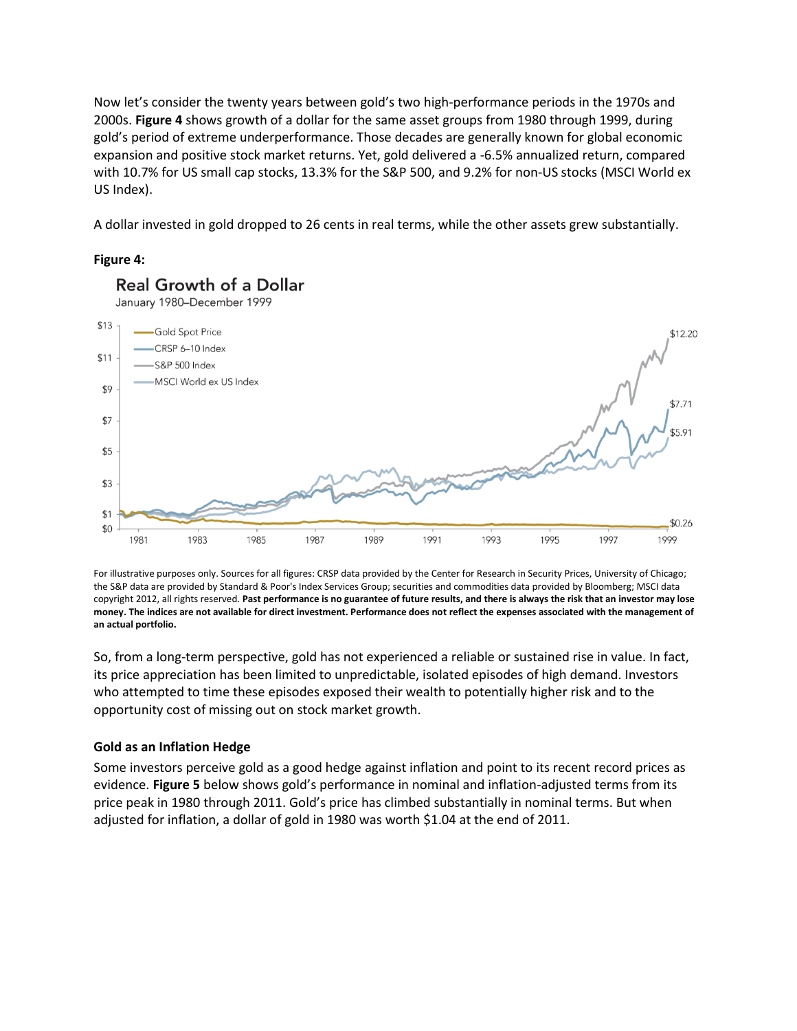Now let's consider the twenty years between gold's two high-performance periods in the 1970s and 2000s. **Figure 4** shows growth of a dollar for the same asset groups from 1980 through 1999, during gold's period of extreme underperformance. Those decades are generally known for global economic expansion and positive stock market returns. Yet, gold delivered a -6.5% annualized return, compared with 10.7% for US small cap stocks, 13.3% for the S&P 500, and 9.2% for non-US stocks (MSCI World ex US Index).

A dollar invested in gold dropped to 26 cents in real terms, while the other assets grew substantially.

**Figure 4:**

For illustrative purposes only. Sources for all figures: CRSP data provided by the Center for Research in Security Prices, University of Chicago; the S&P data are provided by Standard & Poor's Index Services Group; securities and commodities data provided by Bloomberg; MSCI data copyright 2012, all rights reserved. **Past performance is no guarantee of future results, and there is always the risk that an investor may lose money. The indices are not available for direct investment. Performance does not reflect the expenses associated with the management of an actual portfolio.**

So, from a long-term perspective, gold has not experienced a reliable or sustained rise in value. In fact, its price appreciation has been limited to unpredictable, isolated episodes of high demand. Investors who attempted to time these episodes exposed their wealth to potentially higher risk and to the opportunity cost of missing out on stock market growth.

**Gold as an Inflation Hedge**

Some investors perceive gold as a good hedge against inflation and point to its recent record prices as evidence. **Figure 5** below shows gold's performance in nominal and inflation-adjusted terms from its price peak in 1980 through 2011. Gold's price has climbed substantially in nominal terms. But when adjusted for inflation, a dollar of gold in 1980 was worth $1.04 at the end of 2011.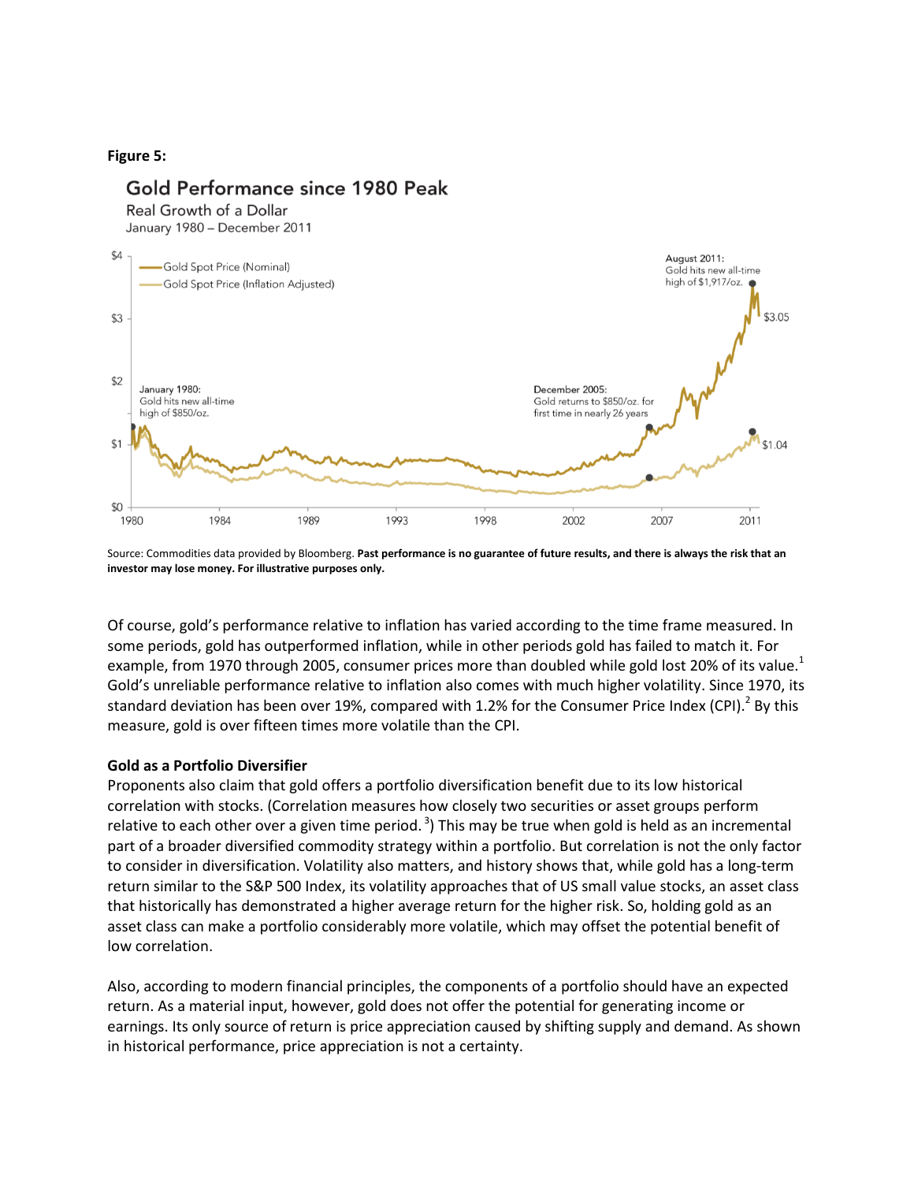**Figure 5:**

Gold Performance since 1980 Peak

Real Growth of a Dollar

January 1980 – December 2011

Source: Commodities data provided by Bloomberg. **Past performance is no guarantee of future results, and there is always the risk that an investor may lose money. For illustrative purposes only.**

Of course, gold's performance relative to inflation has varied according to the time frame measured. In some periods, gold has outperformed inflation, while in other periods gold has failed to match it. For example, from 1970 through 2005, consumer prices more than doubled while gold lost 20% of its value.[1] Gold's unreliable performance relative to inflation also comes with much higher volatility. Since 1970, its standard deviation has been over 19%, compared with 1.2% for the Consumer Price Index (CPI).[2] By this measure, gold is over fifteen times more volatile than the CPI.

**Gold as a Portfolio Diversifier**

Proponents also claim that gold offers a portfolio diversification benefit due to its low historical correlation with stocks. (Correlation measures how closely two securities or asset groups perform relative to each other over a given time period. [3]) This may be true when gold is held as an incremental part of a broader diversified commodity strategy within a portfolio. But correlation is not the only factor to consider in diversification. Volatility also matters, and history shows that, while gold has a long-term return similar to the S&P 500 Index, its volatility approaches that of US small value stocks, an asset class that historically has demonstrated a higher average return for the higher risk. So, holding gold as an asset class can make a portfolio considerably more volatile, which may offset the potential benefit of low correlation.

Also, according to modern financial principles, the components of a portfolio should have an expected return. As a material input, however, gold does not offer the potential for generating income or earnings. Its only source of return is price appreciation caused by shifting supply and demand. As shown in historical performance, price appreciation is not a certainty.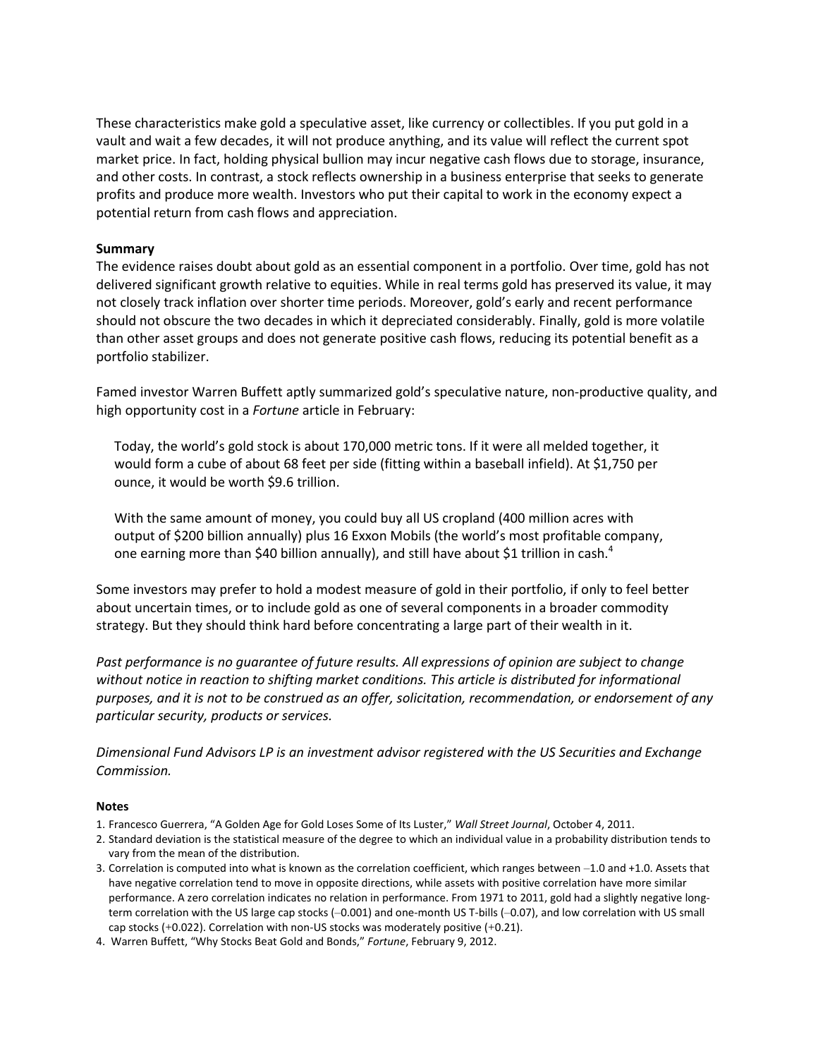These characteristics make gold a speculative asset, like currency or collectibles. If you put gold in a vault and wait a few decades, it will not produce anything, and its value will reflect the current spot market price. In fact, holding physical bullion may incur negative cash flows due to storage, insurance, and other costs. In contrast, a stock reflects ownership in a business enterprise that seeks to generate profits and produce more wealth. Investors who put their capital to work in the economy expect a potential return from cash flows and appreciation.

**Summary**

The evidence raises doubt about gold as an essential component in a portfolio. Over time, gold has not delivered significant growth relative to equities. While in real terms gold has preserved its value, it may not closely track inflation over shorter time periods. Moreover, gold's early and recent performance should not obscure the two decades in which it depreciated considerably. Finally, gold is more volatile than other asset groups and does not generate positive cash flows, reducing its potential benefit as a portfolio stabilizer.

Famed investor Warren Buffett aptly summarized gold's speculative nature, non-productive quality, and high opportunity cost in a *Fortune* article in February:

> Today, the world's gold stock is about 170,000 metric tons. If it were all melded together, it would form a cube of about 68 feet per side (fitting within a baseball infield). At $1,750 per ounce, it would be worth $9.6 trillion.
>
> With the same amount of money, you could buy all US cropland (400 million acres with output of $200 billion annually) plus 16 Exxon Mobils (the world's most profitable company, one earning more than $40 billion annually), and still have about $1 trillion in cash.[4]

Some investors may prefer to hold a modest measure of gold in their portfolio, if only to feel better about uncertain times, or to include gold as one of several components in a broader commodity strategy. But they should think hard before concentrating a large part of their wealth in it.

*Past performance is no guarantee of future results. All expressions of opinion are subject to change without notice in reaction to shifting market conditions. This article is distributed for informational purposes, and it is not to be construed as an offer, solicitation, recommendation, or endorsement of any particular security, products or services.*

*Dimensional Fund Advisors LP is an investment advisor registered with the US Securities and Exchange Commission.*

**Notes**

1. Francesco Guerrera, "A Golden Age for Gold Loses Some of Its Luster," *Wall Street Journal*, October 4, 2011.
2. Standard deviation is the statistical measure of the degree to which an individual value in a probability distribution tends to vary from the mean of the distribution.
3. Correlation is computed into what is known as the correlation coefficient, which ranges between –1.0 and +1.0. Assets that have negative correlation tend to move in opposite directions, while assets with positive correlation have more similar performance. A zero correlation indicates no relation in performance. From 1971 to 2011, gold had a slightly negative long-term correlation with the US large cap stocks (–0.001) and one-month US T-bills (–0.07), and low correlation with US small cap stocks (+0.022). Correlation with non-US stocks was moderately positive (+0.21).
4. Warren Buffett, "Why Stocks Beat Gold and Bonds," *Fortune*, February 9, 2012.